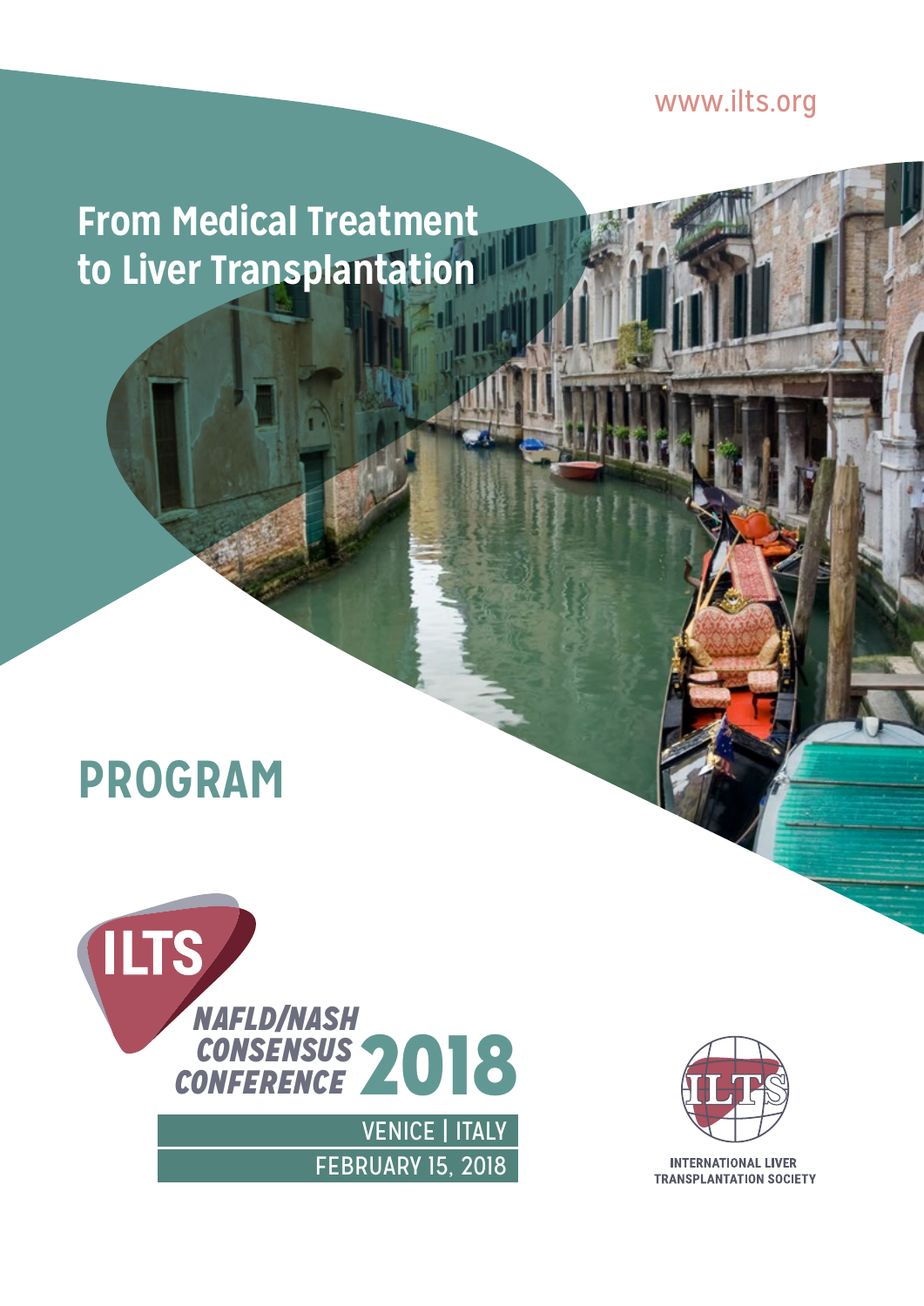www.ilts.org

# From Medical Treatment to Liver Transplantation

# PROGRAM

ILTS

*NAFLD/NASH CONSENSUS CONFERENCE* 2018

VENICE | ITALY

FEBRUARY 15, 2018

INTERNATIONAL LIVER TRANSPLANTATION SOCIETY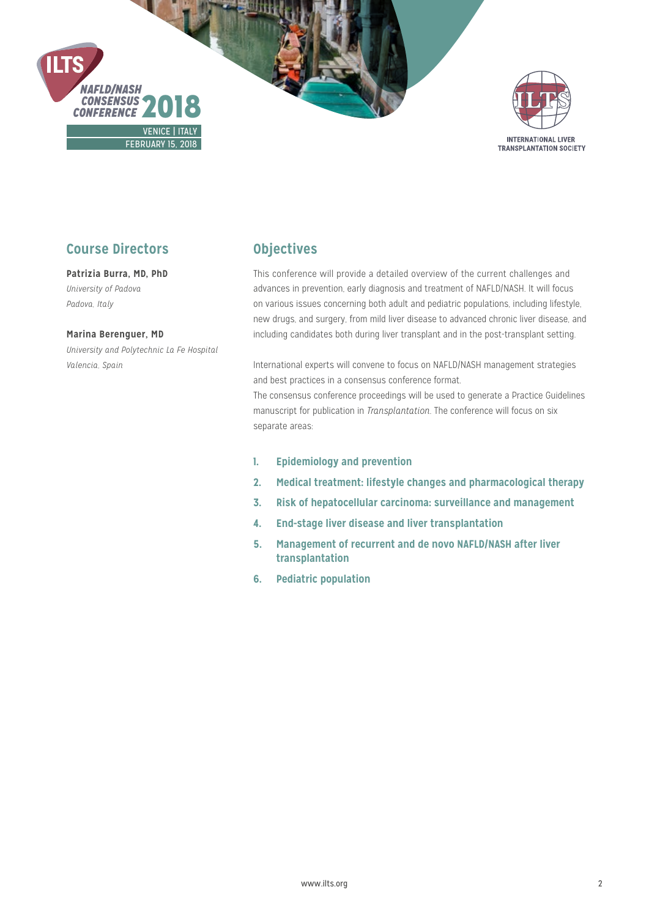# ILTS NAFLD/NASH CONSENSUS CONFERENCE 2018

VENICE | ITALY
FEBRUARY 15, 2018

INTERNATIONAL LIVER TRANSPLANTATION SOCIETY

## Course Directors

**Patrizia Burra, MD, PhD**
*University of Padova*
*Padova, Italy*

**Marina Berenguer, MD**
*University and Polytechnic La Fe Hospital*
*Valencia, Spain*

## Objectives

This conference will provide a detailed overview of the current challenges and advances in prevention, early diagnosis and treatment of NAFLD/NASH. It will focus on various issues concerning both adult and pediatric populations, including lifestyle, new drugs, and surgery, from mild liver disease to advanced chronic liver disease, and including candidates both during liver transplant and in the post-transplant setting.

International experts will convene to focus on NAFLD/NASH management strategies and best practices in a consensus conference format.
The consensus conference proceedings will be used to generate a Practice Guidelines manuscript for publication in *Transplantation*. The conference will focus on six separate areas:

1. **Epidemiology and prevention**
2. **Medical treatment: lifestyle changes and pharmacological therapy**
3. **Risk of hepatocellular carcinoma: surveillance and management**
4. **End-stage liver disease and liver transplantation**
5. **Management of recurrent and de novo NAFLD/NASH after liver transplantation**
6. **Pediatric population**

www.ilts.org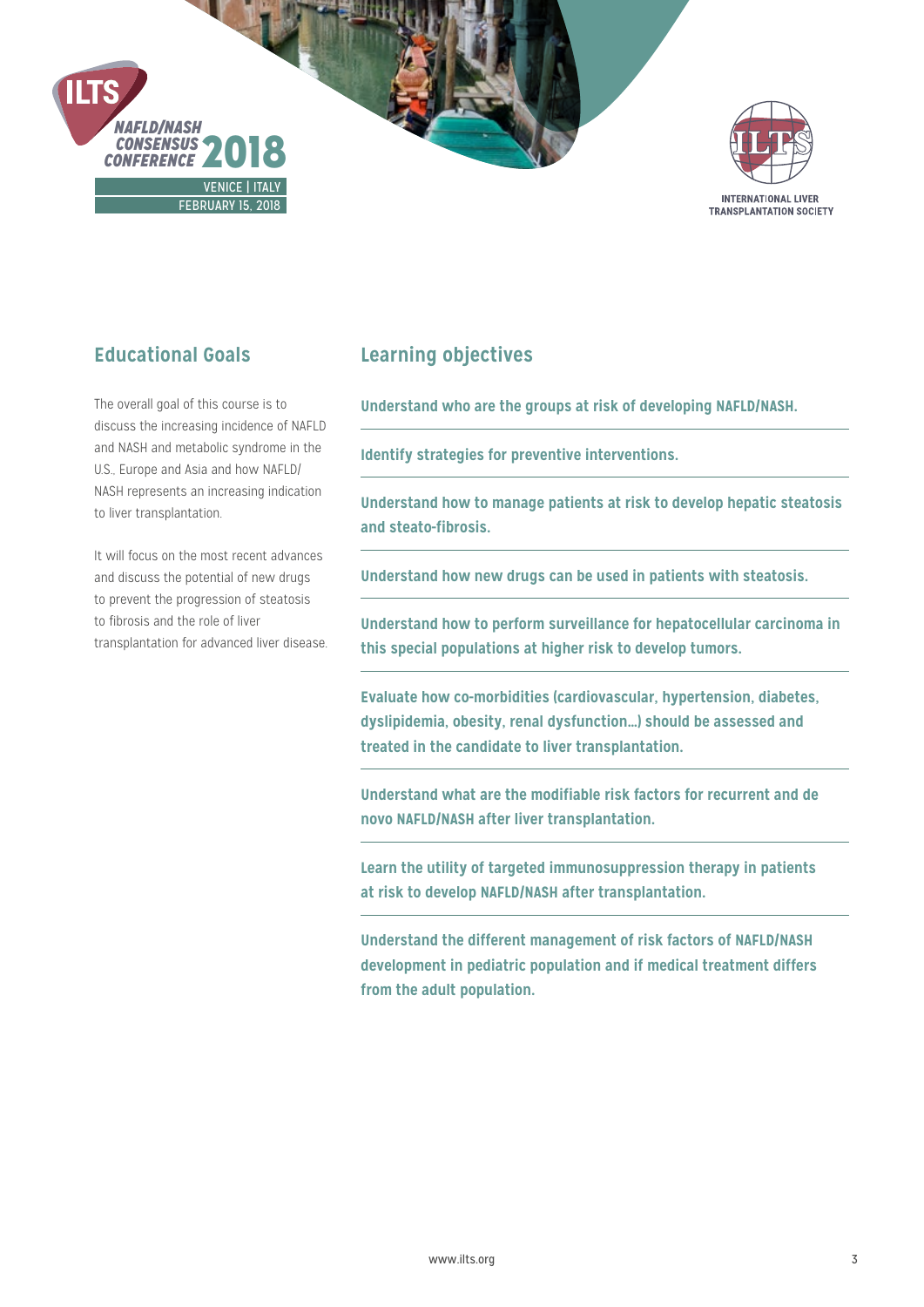## Educational Goals

The overall goal of this course is to discuss the increasing incidence of NAFLD and NASH and metabolic syndrome in the U.S., Europe and Asia and how NAFLD/NASH represents an increasing indication to liver transplantation.

It will focus on the most recent advances and discuss the potential of new drugs to prevent the progression of steatosis to fibrosis and the role of liver transplantation for advanced liver disease.

## Learning objectives

**Understand who are the groups at risk of developing NAFLD/NASH.**

**Identify strategies for preventive interventions.**

**Understand how to manage patients at risk to develop hepatic steatosis and steato-fibrosis.**

**Understand how new drugs can be used in patients with steatosis.**

**Understand how to perform surveillance for hepatocellular carcinoma in this special populations at higher risk to develop tumors.**

**Evaluate how co-morbidities (cardiovascular, hypertension, diabetes, dyslipidemia, obesity, renal dysfunction…) should be assessed and treated in the candidate to liver transplantation.**

**Understand what are the modifiable risk factors for recurrent and de novo NAFLD/NASH after liver transplantation.**

**Learn the utility of targeted immunosuppression therapy in patients at risk to develop NAFLD/NASH after transplantation.**

**Understand the different management of risk factors of NAFLD/NASH development in pediatric population and if medical treatment differs from the adult population.**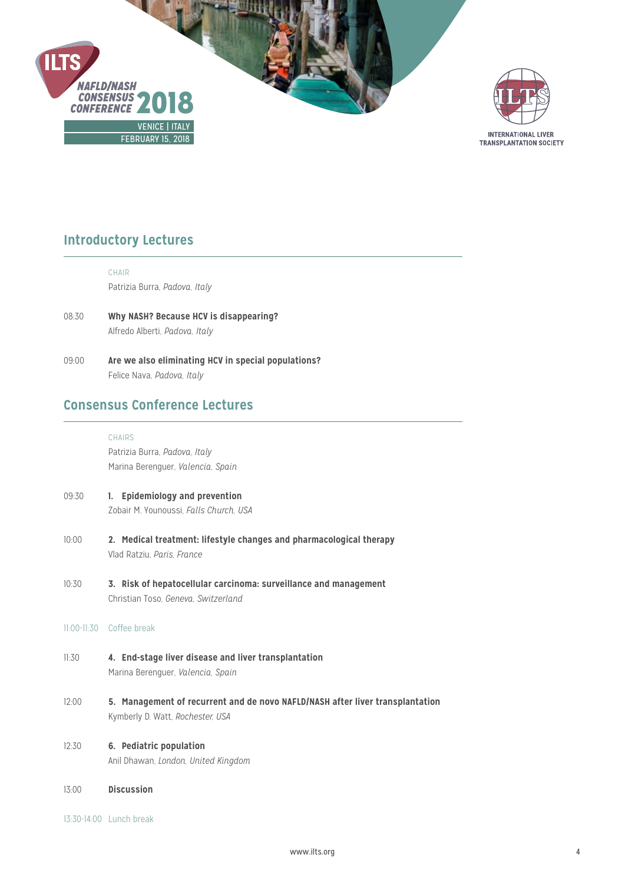## Introductory Lectures

CHAIR
Patrizia Burra, *Padova, Italy*

08:30 **Why NASH? Because HCV is disappearing?**
Alfredo Alberti, *Padova, Italy*

09:00 **Are we also eliminating HCV in special populations?**
Felice Nava, *Padova, Italy*

## Consensus Conference Lectures

CHAIRS
Patrizia Burra, *Padova, Italy*
Marina Berenguer, *Valencia, Spain*

09:30 **1. Epidemiology and prevention**
Zobair M. Younoussi, *Falls Church, USA*

10:00 **2. Medical treatment: lifestyle changes and pharmacological therapy**
Vlad Ratziu, *Paris, France*

10:30 **3. Risk of hepatocellular carcinoma: surveillance and management**
Christian Toso, *Geneva, Switzerland*

11:00-11:30 Coffee break

11:30 **4. End-stage liver disease and liver transplantation**
Marina Berenguer, *Valencia, Spain*

12:00 **5. Management of recurrent and de novo NAFLD/NASH after liver transplantation**
Kymberly D. Watt, *Rochester, USA*

12:30 **6. Pediatric population**
Anil Dhawan, *London, United Kingdom*

13:00 **Discussion**

13:30-14:00 Lunch break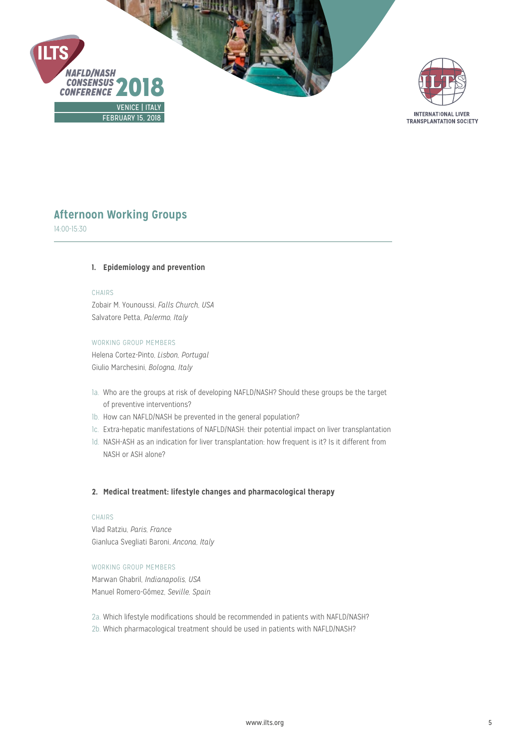## Afternoon Working Groups

14:00-15:30

### 1. Epidemiology and prevention

CHAIRS

Zobair M. Younoussi, *Falls Church, USA*
Salvatore Petta, *Palermo, Italy*

WORKING GROUP MEMBERS

Helena Cortez-Pinto, *Lisbon, Portugal*
Giulio Marchesini, *Bologna, Italy*

1a. Who are the groups at risk of developing NAFLD/NASH? Should these groups be the target of preventive interventions?
1b. How can NAFLD/NASH be prevented in the general population?
1c. Extra-hepatic manifestations of NAFLD/NASH: their potential impact on liver transplantation
1d. NASH-ASH as an indication for liver transplantation: how frequent is it? Is it different from NASH or ASH alone?

### 2. Medical treatment: lifestyle changes and pharmacological therapy

CHAIRS

Vlad Ratziu, *Paris, France*
Gianluca Svegliati Baroni, *Ancona, Italy*

WORKING GROUP MEMBERS

Marwan Ghabril, *Indianapolis, USA*
Manuel Romero-Gômez, *Seville, Spain*

2a. Which lifestyle modifications should be recommended in patients with NAFLD/NASH?
2b. Which pharmacological treatment should be used in patients with NAFLD/NASH?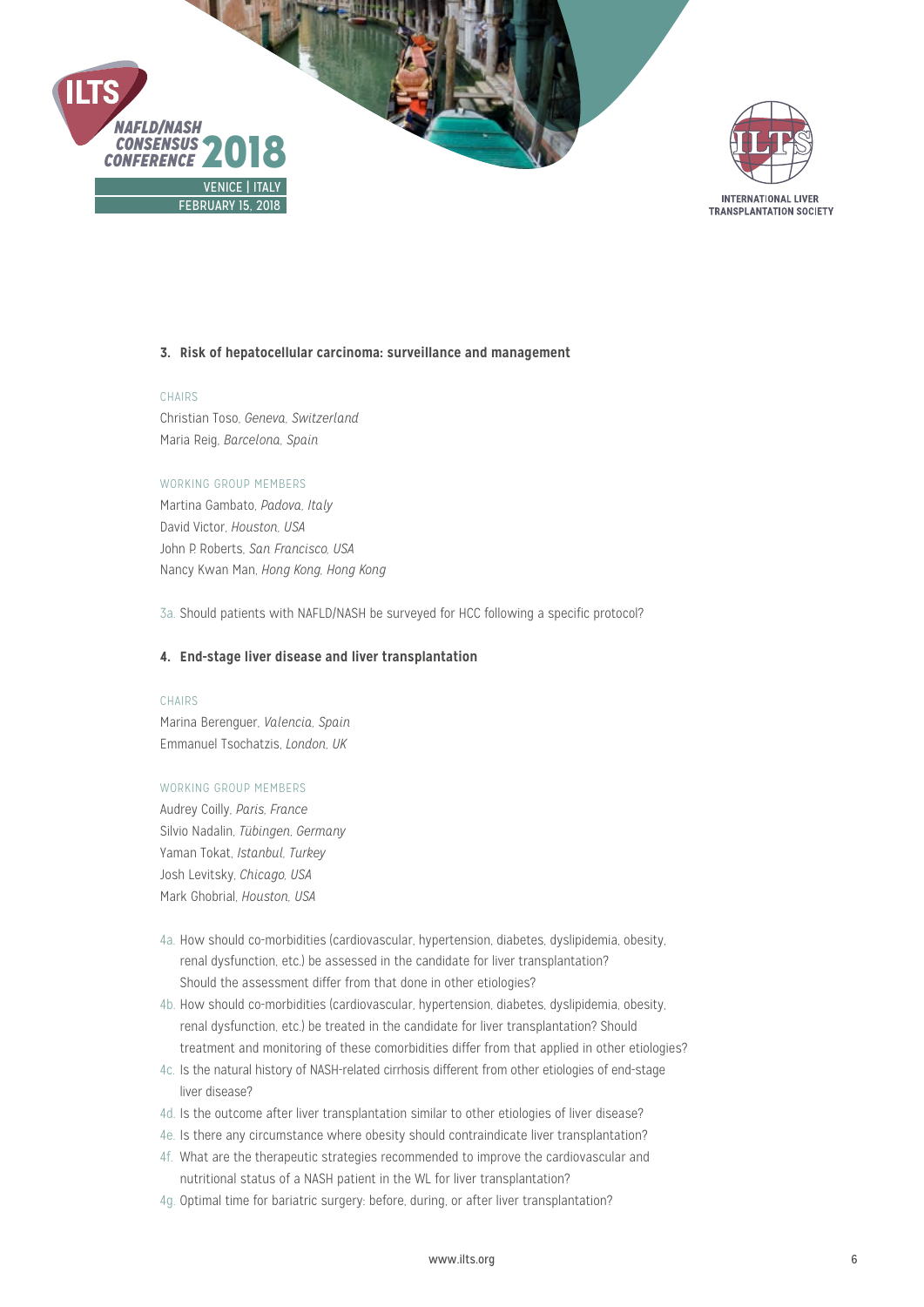### 3. Risk of hepatocellular carcinoma: surveillance and management

CHAIRS

Christian Toso, *Geneva, Switzerland*
Maria Reig, *Barcelona, Spain*

WORKING GROUP MEMBERS

Martina Gambato, *Padova, Italy*
David Victor, *Houston, USA*
John P. Roberts, *San Francisco, USA*
Nancy Kwan Man, *Hong Kong, Hong Kong*

3a. Should patients with NAFLD/NASH be surveyed for HCC following a specific protocol?

### 4. End-stage liver disease and liver transplantation

CHAIRS

Marina Berenguer, *Valencia, Spain*
Emmanuel Tsochatzis, *London, UK*

WORKING GROUP MEMBERS

Audrey Coilly, *Paris, France*
Silvio Nadalin, *Tübingen, Germany*
Yaman Tokat, *Istanbul, Turkey*
Josh Levitsky, *Chicago, USA*
Mark Ghobrial, *Houston, USA*

4a. How should co-morbidities (cardiovascular, hypertension, diabetes, dyslipidemia, obesity, renal dysfunction, etc.) be assessed in the candidate for liver transplantation? Should the assessment differ from that done in other etiologies?

4b. How should co-morbidities (cardiovascular, hypertension, diabetes, dyslipidemia, obesity, renal dysfunction, etc.) be treated in the candidate for liver transplantation? Should treatment and monitoring of these comorbidities differ from that applied in other etiologies?

4c. Is the natural history of NASH-related cirrhosis different from other etiologies of end-stage liver disease?

4d. Is the outcome after liver transplantation similar to other etiologies of liver disease?

4e. Is there any circumstance where obesity should contraindicate liver transplantation?

4f. What are the therapeutic strategies recommended to improve the cardiovascular and nutritional status of a NASH patient in the WL for liver transplantation?

4g. Optimal time for bariatric surgery: before, during, or after liver transplantation?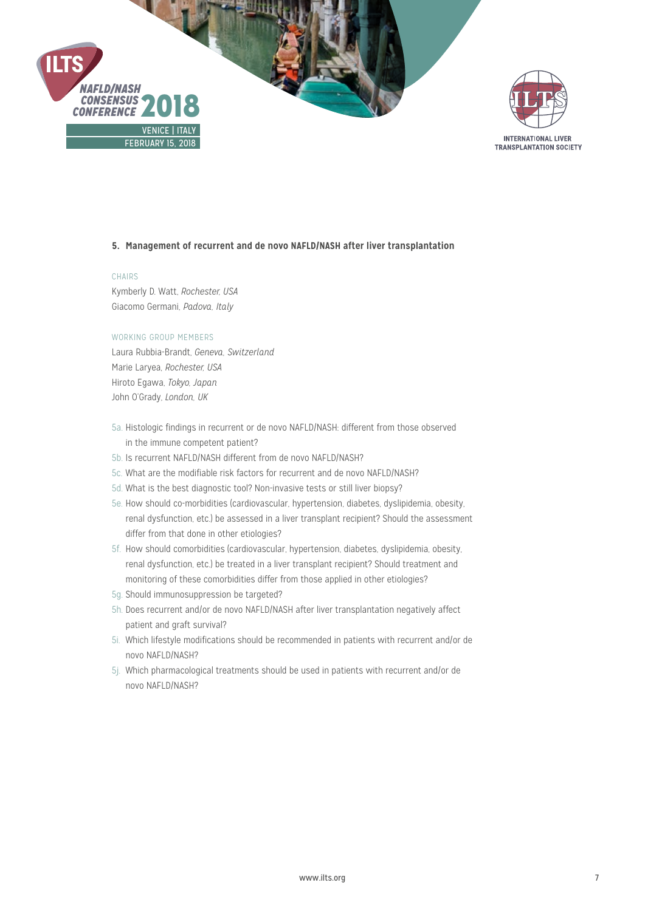### 5. Management of recurrent and de novo NAFLD/NASH after liver transplantation

CHAIRS

Kymberly D. Watt, *Rochester, USA*
Giacomo Germani, *Padova, Italy*

WORKING GROUP MEMBERS

Laura Rubbia-Brandt, *Geneva, Switzerland*
Marie Laryea, *Rochester, USA*
Hiroto Egawa, *Tokyo, Japan*
John O'Grady, *London, UK*

- 5a. Histologic findings in recurrent or de novo NAFLD/NASH: different from those observed in the immune competent patient?
- 5b. Is recurrent NAFLD/NASH different from de novo NAFLD/NASH?
- 5c. What are the modifiable risk factors for recurrent and de novo NAFLD/NASH?
- 5d. What is the best diagnostic tool? Non-invasive tests or still liver biopsy?
- 5e. How should co-morbidities (cardiovascular, hypertension, diabetes, dyslipidemia, obesity, renal dysfunction, etc.) be assessed in a liver transplant recipient? Should the assessment differ from that done in other etiologies?
- 5f. How should comorbidities (cardiovascular, hypertension, diabetes, dyslipidemia, obesity, renal dysfunction, etc.) be treated in a liver transplant recipient? Should treatment and monitoring of these comorbidities differ from those applied in other etiologies?
- 5g. Should immunosuppression be targeted?
- 5h. Does recurrent and/or de novo NAFLD/NASH after liver transplantation negatively affect patient and graft survival?
- 5i. Which lifestyle modifications should be recommended in patients with recurrent and/or de novo NAFLD/NASH?
- 5j. Which pharmacological treatments should be used in patients with recurrent and/or de novo NAFLD/NASH?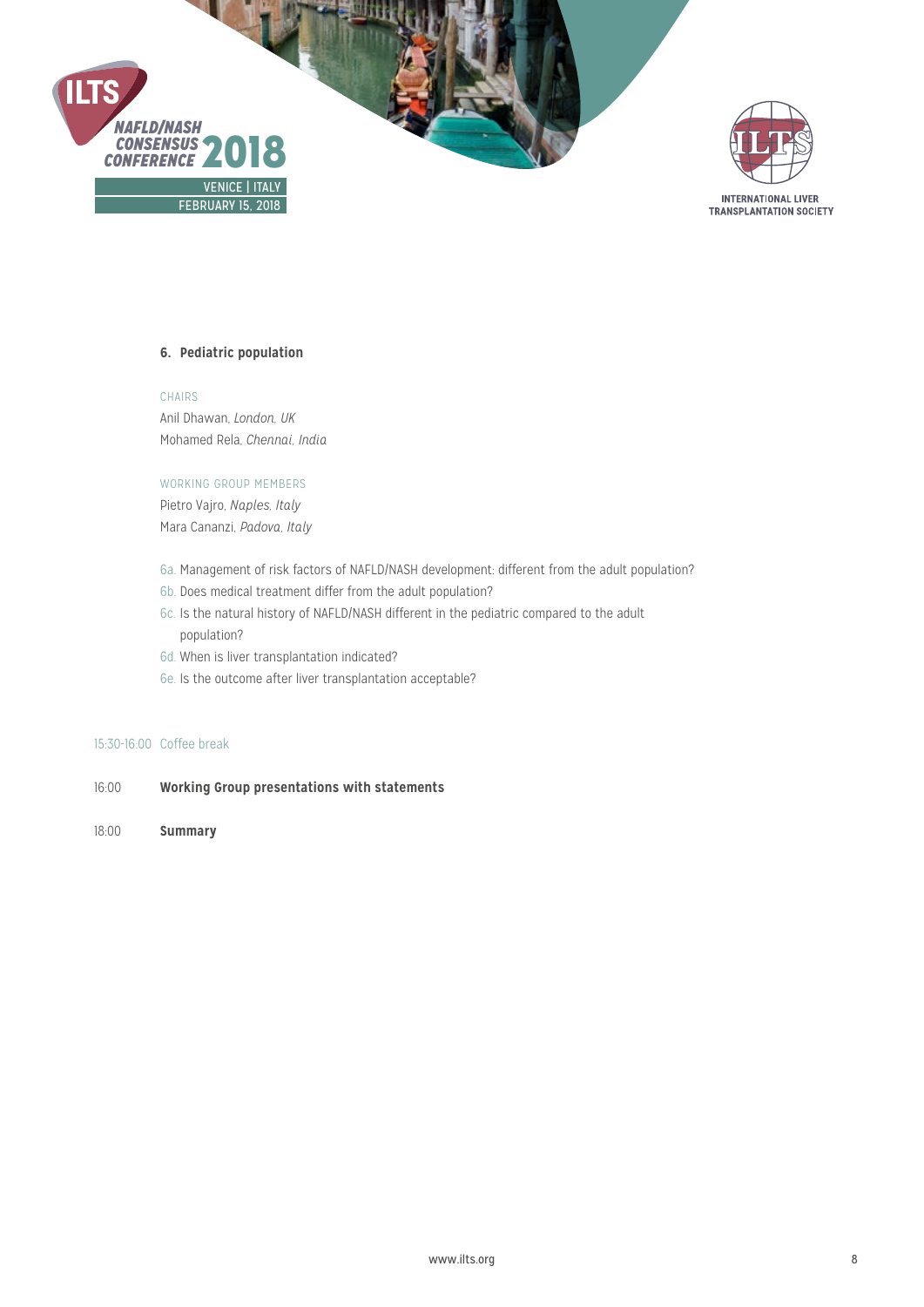### 6. Pediatric population

CHAIRS

Anil Dhawan, *London, UK*
Mohamed Rela, *Chennai, India*

WORKING GROUP MEMBERS

Pietro Vajro, *Naples, Italy*
Mara Cananzi, *Padova, Italy*

6a. Management of risk factors of NAFLD/NASH development: different from the adult population?
6b. Does medical treatment differ from the adult population?
6c. Is the natural history of NAFLD/NASH different in the pediatric compared to the adult population?
6d. When is liver transplantation indicated?
6e. Is the outcome after liver transplantation acceptable?

15:30-16:00 Coffee break

16:00 **Working Group presentations with statements**

18:00 **Summary**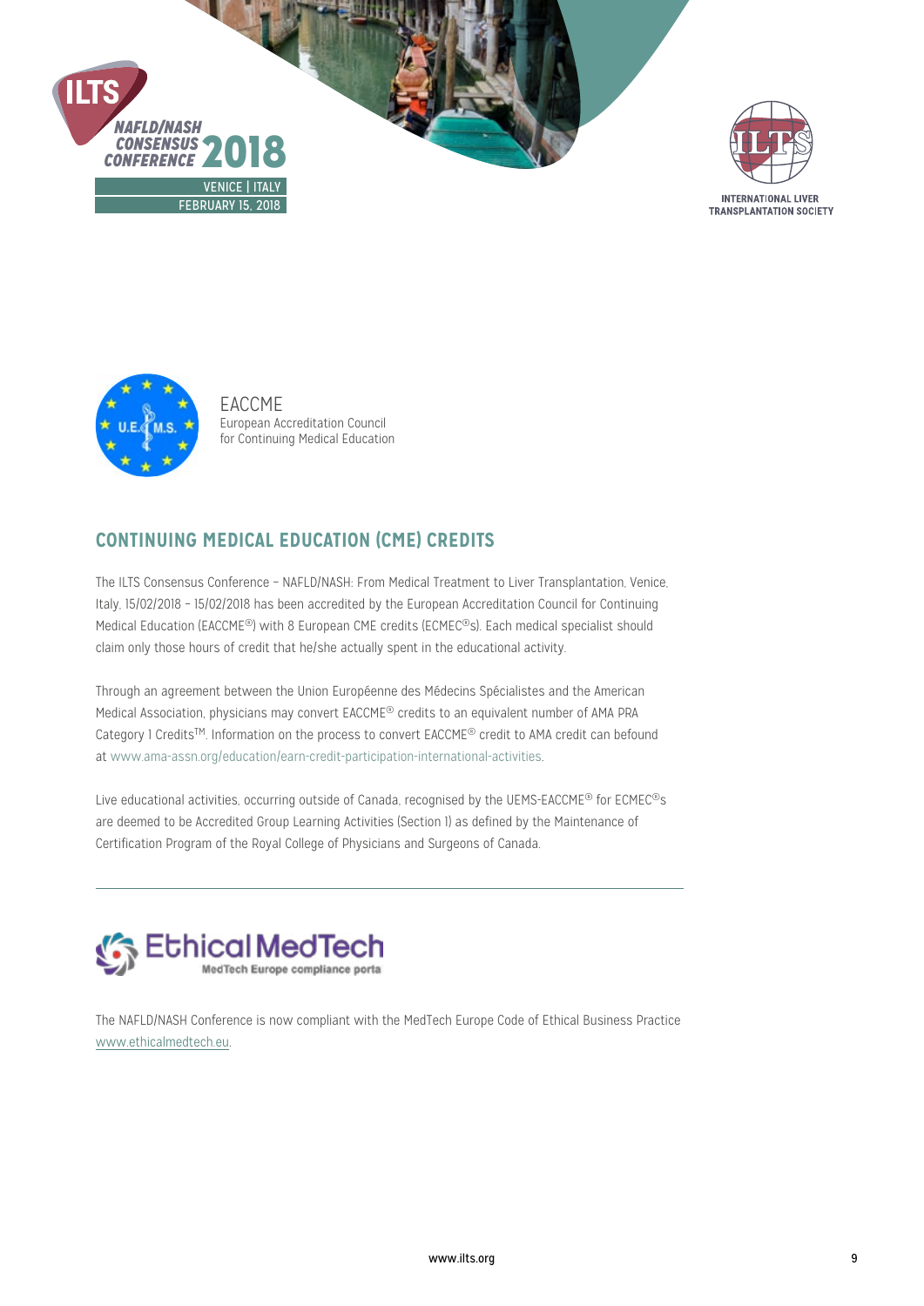EACCME
European Accreditation Council
for Continuing Medical Education

## CONTINUING MEDICAL EDUCATION (CME) CREDITS

The ILTS Consensus Conference – NAFLD/NASH: From Medical Treatment to Liver Transplantation, Venice, Italy, 15/02/2018 – 15/02/2018 has been accredited by the European Accreditation Council for Continuing Medical Education (EACCME®) with 8 European CME credits (ECMEC®s). Each medical specialist should claim only those hours of credit that he/she actually spent in the educational activity.

Through an agreement between the Union Européenne des Médecins Spécialistes and the American Medical Association, physicians may convert EACCME® credits to an equivalent number of AMA PRA Category 1 Credits™. Information on the process to convert EACCME® credit to AMA credit can befound at www.ama-assn.org/education/earn-credit-participation-international-activities.

Live educational activities, occurring outside of Canada, recognised by the UEMS-EACCME® for ECMEC®s are deemed to be Accredited Group Learning Activities (Section 1) as defined by the Maintenance of Certification Program of the Royal College of Physicians and Surgeons of Canada.

---

Ethical MedTech
MedTech Europe compliance porta

The NAFLD/NASH Conference is now compliant with the MedTech Europe Code of Ethical Business Practice www.ethicalmedtech.eu.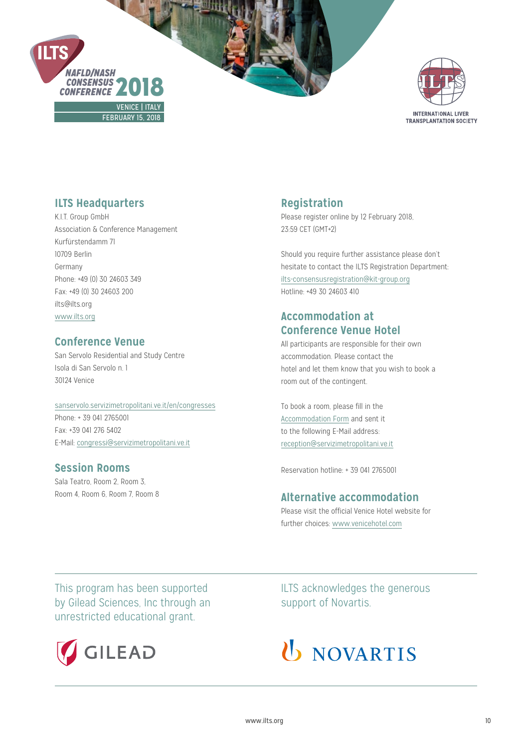## ILTS Headquarters

K.I.T. Group GmbH
Association & Conference Management
Kurfürstendamm 71
10709 Berlin
Germany
Phone: +49 (0) 30 24603 349
Fax: +49 (0) 30 24603 200
ilts@ilts.org
www.ilts.org

## Conference Venue

San Servolo Residential and Study Centre
Isola di San Servolo n. 1
30124 Venice

sanservolo.servizimetropolitani.ve.it/en/congresses
Phone: + 39 041 2765001
Fax: +39 041 276 5402
E-Mail: congressi@servizimetropolitani.ve.it

## Session Rooms

Sala Teatro, Room 2, Room 3,
Room 4, Room 6, Room 7, Room 8

## Registration

Please register online by 12 February 2018, 23:59 CET (GMT+2)

Should you require further assistance please don't hesitate to contact the ILTS Registration Department:
ilts-consensusregistration@kit-group.org
Hotline: +49 30 24603 410

## Accommodation at Conference Venue Hotel

All participants are responsible for their own accommodation. Please contact the hotel and let them know that you wish to book a room out of the contingent.

To book a room, please fill in the Accommodation Form and sent it to the following E-Mail address:
reception@servizimetropolitani.ve.it

Reservation hotline: + 39 041 2765001

## Alternative accommodation

Please visit the official Venice Hotel website for further choices: www.venicehotel.com

---

This program has been supported by Gilead Sciences, Inc through an unrestricted educational grant.

GILEAD

ILTS acknowledges the generous support of Novartis.

NOVARTIS